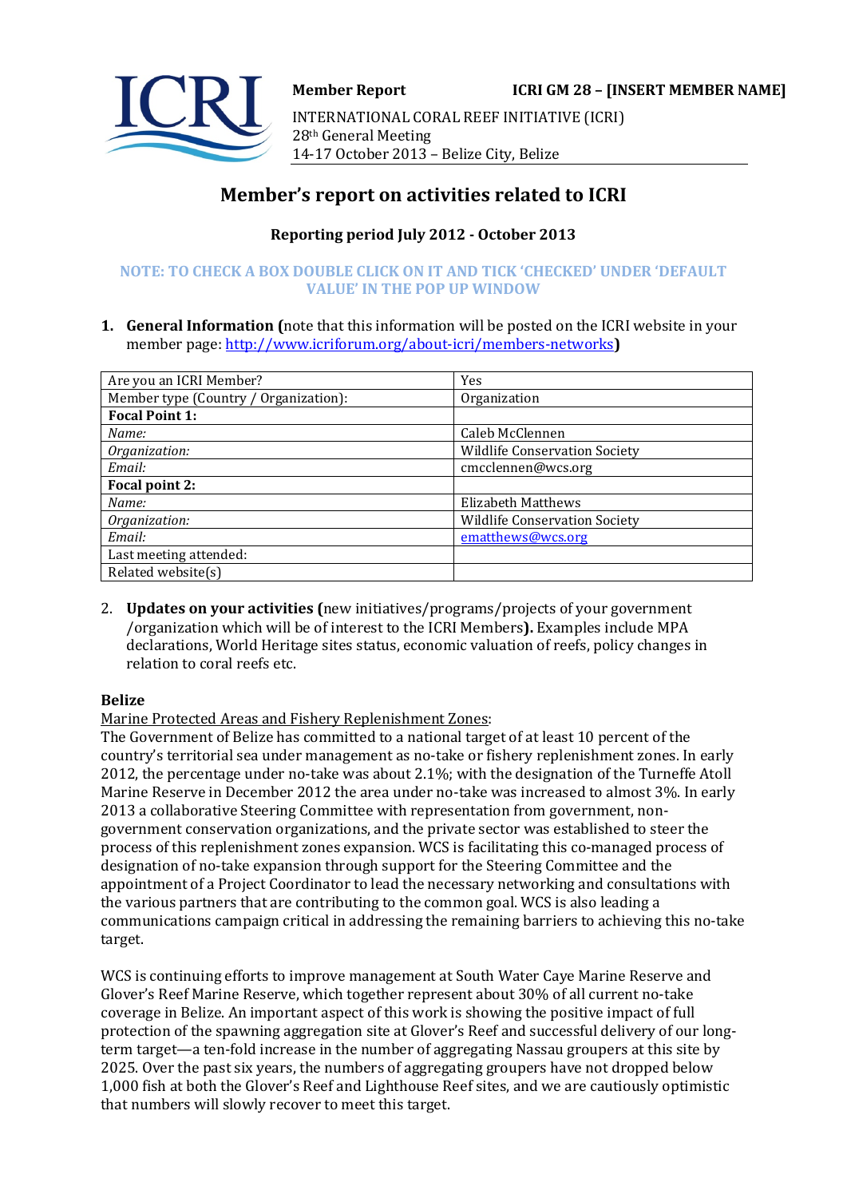**Member Report** **ICRI GM 28 – [INSERT MEMBER NAME]**

INTERNATIONAL CORAL REEF INITIATIVE (ICRI)
28th General Meeting
14-17 October 2013 – Belize City, Belize

# Member's report on activities related to ICRI

### Reporting period July 2012 - October 2013

**NOTE: TO CHECK A BOX DOUBLE CLICK ON IT AND TICK 'CHECKED' UNDER 'DEFAULT VALUE' IN THE POP UP WINDOW**

1. **General Information (**note that this information will be posted on the ICRI website in your member page: http://www.icriforum.org/about-icri/members-networks**)**

| Are you an ICRI Member? | Yes |
|---|---|
| Member type (Country / Organization): | Organization |
| **Focal Point 1:** | |
| *Name:* | Caleb McClennen |
| *Organization:* | Wildlife Conservation Society |
| *Email:* | cmcclennen@wcs.org |
| **Focal point 2:** | |
| *Name:* | Elizabeth Matthews |
| *Organization:* | Wildlife Conservation Society |
| *Email:* | ematthews@wcs.org |
| Last meeting attended: | |
| Related website(s) | |

2. **Updates on your activities (**new initiatives/programs/projects of your government /organization which will be of interest to the ICRI Members**).** Examples include MPA declarations, World Heritage sites status, economic valuation of reefs, policy changes in relation to coral reefs etc.

**Belize**

Marine Protected Areas and Fishery Replenishment Zones:

The Government of Belize has committed to a national target of at least 10 percent of the country's territorial sea under management as no-take or fishery replenishment zones. In early 2012, the percentage under no-take was about 2.1%; with the designation of the Turneffe Atoll Marine Reserve in December 2012 the area under no-take was increased to almost 3%. In early 2013 a collaborative Steering Committee with representation from government, non-government conservation organizations, and the private sector was established to steer the process of this replenishment zones expansion. WCS is facilitating this co-managed process of designation of no-take expansion through support for the Steering Committee and the appointment of a Project Coordinator to lead the necessary networking and consultations with the various partners that are contributing to the common goal. WCS is also leading a communications campaign critical in addressing the remaining barriers to achieving this no-take target.

WCS is continuing efforts to improve management at South Water Caye Marine Reserve and Glover's Reef Marine Reserve, which together represent about 30% of all current no-take coverage in Belize. An important aspect of this work is showing the positive impact of full protection of the spawning aggregation site at Glover's Reef and successful delivery of our long-term target—a ten-fold increase in the number of aggregating Nassau groupers at this site by 2025. Over the past six years, the numbers of aggregating groupers have not dropped below 1,000 fish at both the Glover's Reef and Lighthouse Reef sites, and we are cautiously optimistic that numbers will slowly recover to meet this target.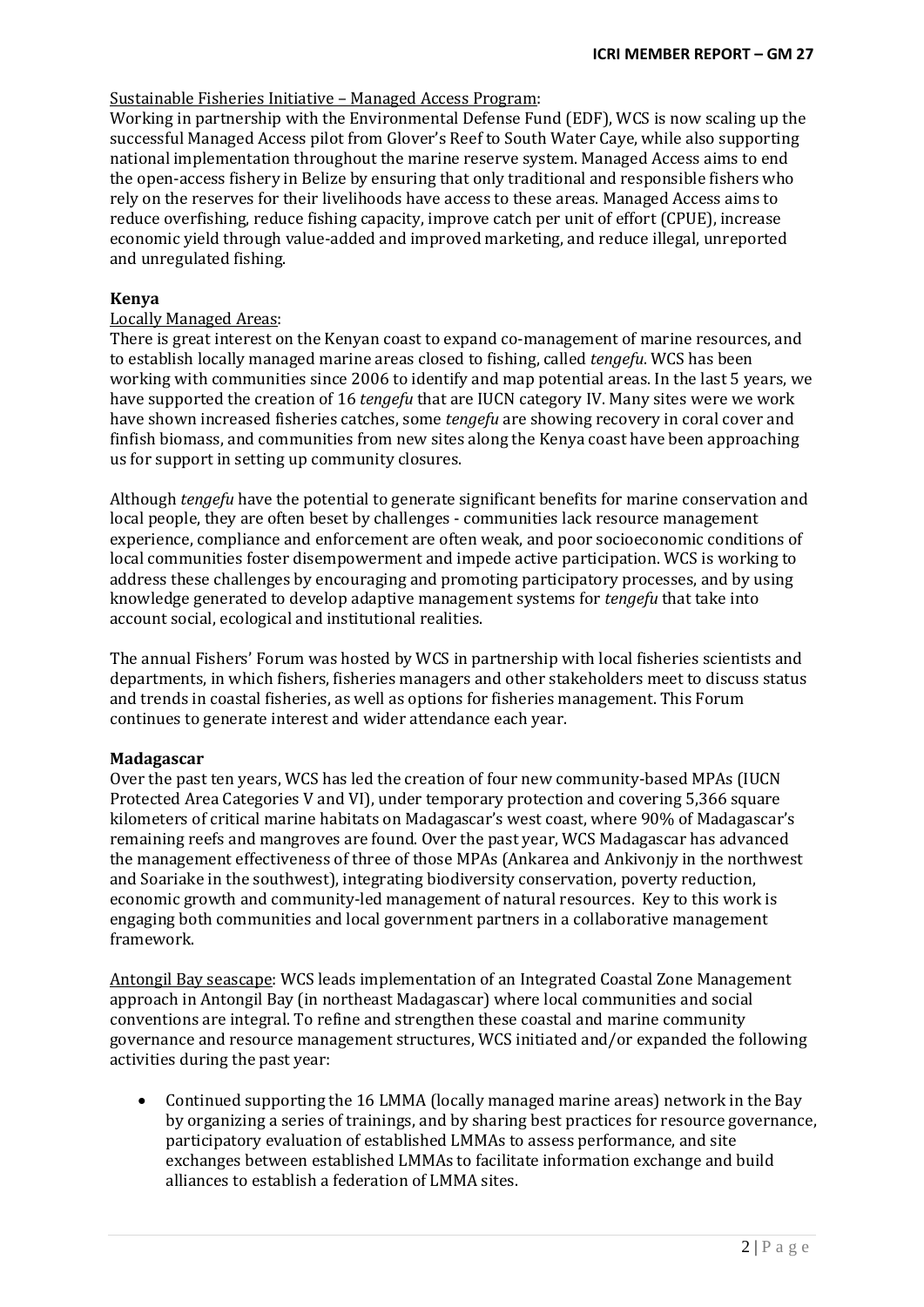Sustainable Fisheries Initiative – Managed Access Program:

Working in partnership with the Environmental Defense Fund (EDF), WCS is now scaling up the successful Managed Access pilot from Glover's Reef to South Water Caye, while also supporting national implementation throughout the marine reserve system. Managed Access aims to end the open-access fishery in Belize by ensuring that only traditional and responsible fishers who rely on the reserves for their livelihoods have access to these areas. Managed Access aims to reduce overfishing, reduce fishing capacity, improve catch per unit of effort (CPUE), increase economic yield through value-added and improved marketing, and reduce illegal, unreported and unregulated fishing.

**Kenya**

Locally Managed Areas:

There is great interest on the Kenyan coast to expand co-management of marine resources, and to establish locally managed marine areas closed to fishing, called *tengefu*. WCS has been working with communities since 2006 to identify and map potential areas. In the last 5 years, we have supported the creation of 16 *tengefu* that are IUCN category IV. Many sites were we work have shown increased fisheries catches, some *tengefu* are showing recovery in coral cover and finfish biomass, and communities from new sites along the Kenya coast have been approaching us for support in setting up community closures.

Although *tengefu* have the potential to generate significant benefits for marine conservation and local people, they are often beset by challenges - communities lack resource management experience, compliance and enforcement are often weak, and poor socioeconomic conditions of local communities foster disempowerment and impede active participation. WCS is working to address these challenges by encouraging and promoting participatory processes, and by using knowledge generated to develop adaptive management systems for *tengefu* that take into account social, ecological and institutional realities.

The annual Fishers' Forum was hosted by WCS in partnership with local fisheries scientists and departments, in which fishers, fisheries managers and other stakeholders meet to discuss status and trends in coastal fisheries, as well as options for fisheries management. This Forum continues to generate interest and wider attendance each year.

**Madagascar**

Over the past ten years, WCS has led the creation of four new community-based MPAs (IUCN Protected Area Categories V and VI), under temporary protection and covering 5,366 square kilometers of critical marine habitats on Madagascar's west coast, where 90% of Madagascar's remaining reefs and mangroves are found. Over the past year, WCS Madagascar has advanced the management effectiveness of three of those MPAs (Ankarea and Ankivonjy in the northwest and Soariake in the southwest), integrating biodiversity conservation, poverty reduction, economic growth and community-led management of natural resources. Key to this work is engaging both communities and local government partners in a collaborative management framework.

Antongil Bay seascape: WCS leads implementation of an Integrated Coastal Zone Management approach in Antongil Bay (in northeast Madagascar) where local communities and social conventions are integral. To refine and strengthen these coastal and marine community governance and resource management structures, WCS initiated and/or expanded the following activities during the past year:

- Continued supporting the 16 LMMA (locally managed marine areas) network in the Bay by organizing a series of trainings, and by sharing best practices for resource governance, participatory evaluation of established LMMAs to assess performance, and site exchanges between established LMMAs to facilitate information exchange and build alliances to establish a federation of LMMA sites.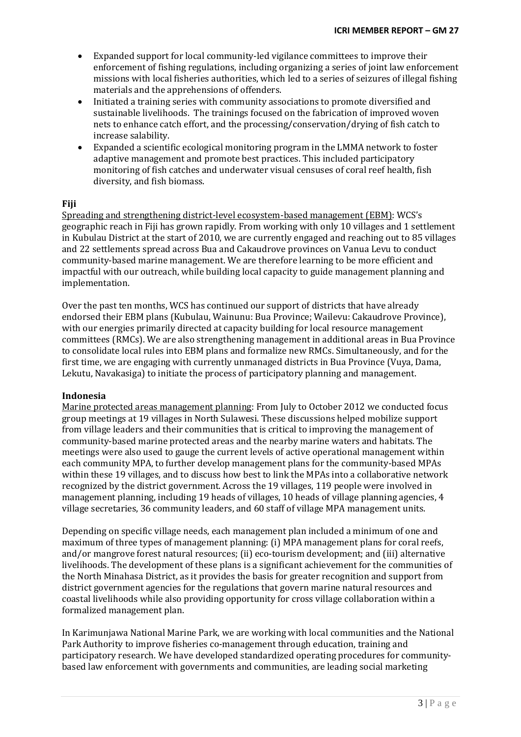- Expanded support for local community-led vigilance committees to improve their enforcement of fishing regulations, including organizing a series of joint law enforcement missions with local fisheries authorities, which led to a series of seizures of illegal fishing materials and the apprehensions of offenders.
- Initiated a training series with community associations to promote diversified and sustainable livelihoods. The trainings focused on the fabrication of improved woven nets to enhance catch effort, and the processing/conservation/drying of fish catch to increase salability.
- Expanded a scientific ecological monitoring program in the LMMA network to foster adaptive management and promote best practices. This included participatory monitoring of fish catches and underwater visual censuses of coral reef health, fish diversity, and fish biomass.

### Fiji

Spreading and strengthening district-level ecosystem-based management (EBM): WCS's geographic reach in Fiji has grown rapidly. From working with only 10 villages and 1 settlement in Kubulau District at the start of 2010, we are currently engaged and reaching out to 85 villages and 22 settlements spread across Bua and Cakaudrove provinces on Vanua Levu to conduct community-based marine management. We are therefore learning to be more efficient and impactful with our outreach, while building local capacity to guide management planning and implementation.

Over the past ten months, WCS has continued our support of districts that have already endorsed their EBM plans (Kubulau, Wainunu: Bua Province; Wailevu: Cakaudrove Province), with our energies primarily directed at capacity building for local resource management committees (RMCs). We are also strengthening management in additional areas in Bua Province to consolidate local rules into EBM plans and formalize new RMCs. Simultaneously, and for the first time, we are engaging with currently unmanaged districts in Bua Province (Vuya, Dama, Lekutu, Navakasiga) to initiate the process of participatory planning and management.

### Indonesia

Marine protected areas management planning: From July to October 2012 we conducted focus group meetings at 19 villages in North Sulawesi. These discussions helped mobilize support from village leaders and their communities that is critical to improving the management of community-based marine protected areas and the nearby marine waters and habitats. The meetings were also used to gauge the current levels of active operational management within each community MPA, to further develop management plans for the community-based MPAs within these 19 villages, and to discuss how best to link the MPAs into a collaborative network recognized by the district government. Across the 19 villages, 119 people were involved in management planning, including 19 heads of villages, 10 heads of village planning agencies, 4 village secretaries, 36 community leaders, and 60 staff of village MPA management units.

Depending on specific village needs, each management plan included a minimum of one and maximum of three types of management planning: (i) MPA management plans for coral reefs, and/or mangrove forest natural resources; (ii) eco-tourism development; and (iii) alternative livelihoods. The development of these plans is a significant achievement for the communities of the North Minahasa District, as it provides the basis for greater recognition and support from district government agencies for the regulations that govern marine natural resources and coastal livelihoods while also providing opportunity for cross village collaboration within a formalized management plan.

In Karimunjawa National Marine Park, we are working with local communities and the National Park Authority to improve fisheries co-management through education, training and participatory research. We have developed standardized operating procedures for community-based law enforcement with governments and communities, are leading social marketing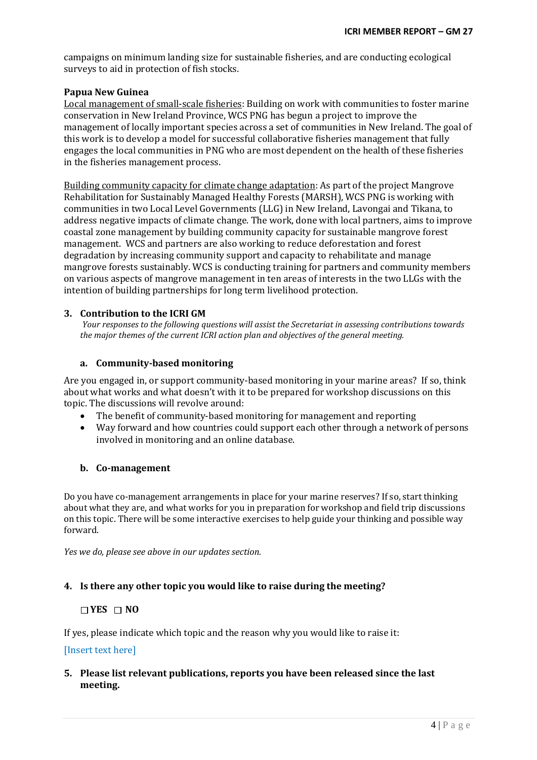campaigns on minimum landing size for sustainable fisheries, and are conducting ecological surveys to aid in protection of fish stocks.

**Papua New Guinea**

Local management of small-scale fisheries: Building on work with communities to foster marine conservation in New Ireland Province, WCS PNG has begun a project to improve the management of locally important species across a set of communities in New Ireland. The goal of this work is to develop a model for successful collaborative fisheries management that fully engages the local communities in PNG who are most dependent on the health of these fisheries in the fisheries management process.

Building community capacity for climate change adaptation: As part of the project Mangrove Rehabilitation for Sustainably Managed Healthy Forests (MARSH), WCS PNG is working with communities in two Local Level Governments (LLG) in New Ireland, Lavongai and Tikana, to address negative impacts of climate change. The work, done with local partners, aims to improve coastal zone management by building community capacity for sustainable mangrove forest management. WCS and partners are also working to reduce deforestation and forest degradation by increasing community support and capacity to rehabilitate and manage mangrove forests sustainably. WCS is conducting training for partners and community members on various aspects of mangrove management in ten areas of interests in the two LLGs with the intention of building partnerships for long term livelihood protection.

## 3. Contribution to the ICRI GM

*Your responses to the following questions will assist the Secretariat in assessing contributions towards the major themes of the current ICRI action plan and objectives of the general meeting.*

### a. Community-based monitoring

Are you engaged in, or support community-based monitoring in your marine areas? If so, think about what works and what doesn't with it to be prepared for workshop discussions on this topic. The discussions will revolve around:

- The benefit of community-based monitoring for management and reporting
- Way forward and how countries could support each other through a network of persons involved in monitoring and an online database.

### b. Co-management

Do you have co-management arrangements in place for your marine reserves? If so, start thinking about what they are, and what works for you in preparation for workshop and field trip discussions on this topic. There will be some interactive exercises to help guide your thinking and possible way forward.

*Yes we do, please see above in our updates section.*

## 4. Is there any other topic you would like to raise during the meeting?

☐ **YES** ☐ **NO**

If yes, please indicate which topic and the reason why you would like to raise it:

[Insert text here]

## 5. Please list relevant publications, reports you have been released since the last meeting.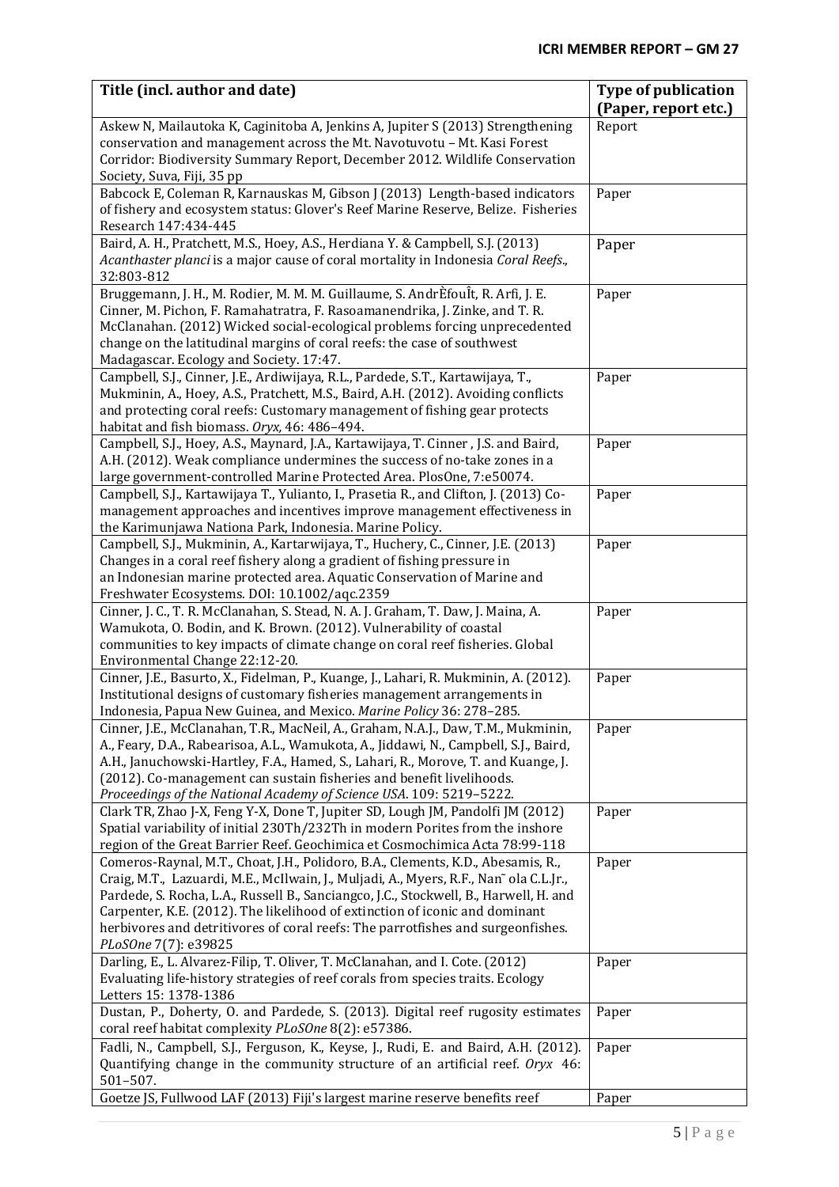| Title (incl. author and date) | Type of publication (Paper, report etc.) |
|---|---|
| Askew N, Mailautoka K, Caginitoba A, Jenkins A, Jupiter S (2013) Strengthening conservation and management across the Mt. Navotuvotu – Mt. Kasi Forest Corridor: Biodiversity Summary Report, December 2012. Wildlife Conservation Society, Suva, Fiji, 35 pp | Report |
| Babcock E, Coleman R, Karnauskas M, Gibson J (2013) Length-based indicators of fishery and ecosystem status: Glover's Reef Marine Reserve, Belize. Fisheries Research 147:434-445 | Paper |
| Baird, A. H., Pratchett, M.S., Hoey, A.S., Herdiana Y. & Campbell, S.J. (2013) *Acanthaster planci* is a major cause of coral mortality in Indonesia *Coral Reefs*., 32:803-812 | Paper |
| Bruggemann, J. H., M. Rodier, M. M. M. Guillaume, S. AndrÈfouÎt, R. Arfi, J. E. Cinner, M. Pichon, F. Ramahatratra, F. Rasoamanendrika, J. Zinke, and T. R. McClanahan. (2012) Wicked social-ecological problems forcing unprecedented change on the latitudinal margins of coral reefs: the case of southwest Madagascar. Ecology and Society. 17:47. | Paper |
| Campbell, S.J., Cinner, J.E., Ardiwijaya, R.L., Pardede, S.T., Kartawijaya, T., Mukminin, A., Hoey, A.S., Pratchett, M.S., Baird, A.H. (2012). Avoiding conflicts and protecting coral reefs: Customary management of fishing gear protects habitat and fish biomass. *Oryx,* 46: 486–494. | Paper |
| Campbell, S.J., Hoey, A.S., Maynard, J.A., Kartawijaya, T. Cinner , J.S. and Baird, A.H. (2012). Weak compliance undermines the success of no-take zones in a large government-controlled Marine Protected Area. PlosOne, 7:e50074. | Paper |
| Campbell, S.J., Kartawijaya T., Yulianto, I., Prasetia R., and Clifton, J. (2013) Co-management approaches and incentives improve management effectiveness in the Karimunjawa Nationa Park, Indonesia. Marine Policy. | Paper |
| Campbell, S.J., Mukminin, A., Kartarwijaya, T., Huchery, C., Cinner, J.E. (2013) Changes in a coral reef fishery along a gradient of fishing pressure in an Indonesian marine protected area. Aquatic Conservation of Marine and Freshwater Ecosystems. DOI: 10.1002/aqc.2359 | Paper |
| Cinner, J. C., T. R. McClanahan, S. Stead, N. A. J. Graham, T. Daw, J. Maina, A. Wamukota, O. Bodin, and K. Brown. (2012). Vulnerability of coastal communities to key impacts of climate change on coral reef fisheries. Global Environmental Change 22:12-20. | Paper |
| Cinner, J.E., Basurto, X., Fidelman, P., Kuange, J., Lahari, R. Mukminin, A. (2012). Institutional designs of customary fisheries management arrangements in Indonesia, Papua New Guinea, and Mexico. *Marine Policy* 36: 278–285. | Paper |
| Cinner, J.E., McClanahan, T.R., MacNeil, A., Graham, N.A.J., Daw, T.M., Mukminin, A., Feary, D.A., Rabearisoa, A.L., Wamukota, A., Jiddawi, N., Campbell, S.J., Baird, A.H., Januchowski-Hartley, F.A., Hamed, S., Lahari, R., Morove, T. and Kuange, J. (2012). Co-management can sustain fisheries and benefit livelihoods. *Proceedings of the National Academy of Science USA*. 109: 5219–5222. | Paper |
| Clark TR, Zhao J-X, Feng Y-X, Done T, Jupiter SD, Lough JM, Pandolfi JM (2012) Spatial variability of initial 230Th/232Th in modern Porites from the inshore region of the Great Barrier Reef. Geochimica et Cosmochimica Acta 78:99-118 | Paper |
| Comeros-Raynal, M.T., Choat, J.H., Polidoro, B.A., Clements, K.D., Abesamis, R., Craig, M.T., Lazuardi, M.E., McIlwain, J., Muljadi, A., Myers, R.F., Nañola C.L.Jr., Pardede, S. Rocha, L.A., Russell B., Sanciangco, J.C., Stockwell, B., Harwell, H. and Carpenter, K.E. (2012). The likelihood of extinction of iconic and dominant herbivores and detritivores of coral reefs: The parrotfishes and surgeonfishes. *PLoSOne* 7(7): e39825 | Paper |
| Darling, E., L. Alvarez-Filip, T. Oliver, T. McClanahan, and I. Cote. (2012) Evaluating life-history strategies of reef corals from species traits. Ecology Letters 15: 1378-1386 | Paper |
| Dustan, P., Doherty, O. and Pardede, S. (2013). Digital reef rugosity estimates coral reef habitat complexity *PLoSOne* 8(2): e57386. | Paper |
| Fadli, N., Campbell, S.J., Ferguson, K., Keyse, J., Rudi, E. and Baird, A.H. (2012). Quantifying change in the community structure of an artificial reef. *Oryx* 46: 501–507. | Paper |
| Goetze JS, Fullwood LAF (2013) Fiji's largest marine reserve benefits reef | Paper |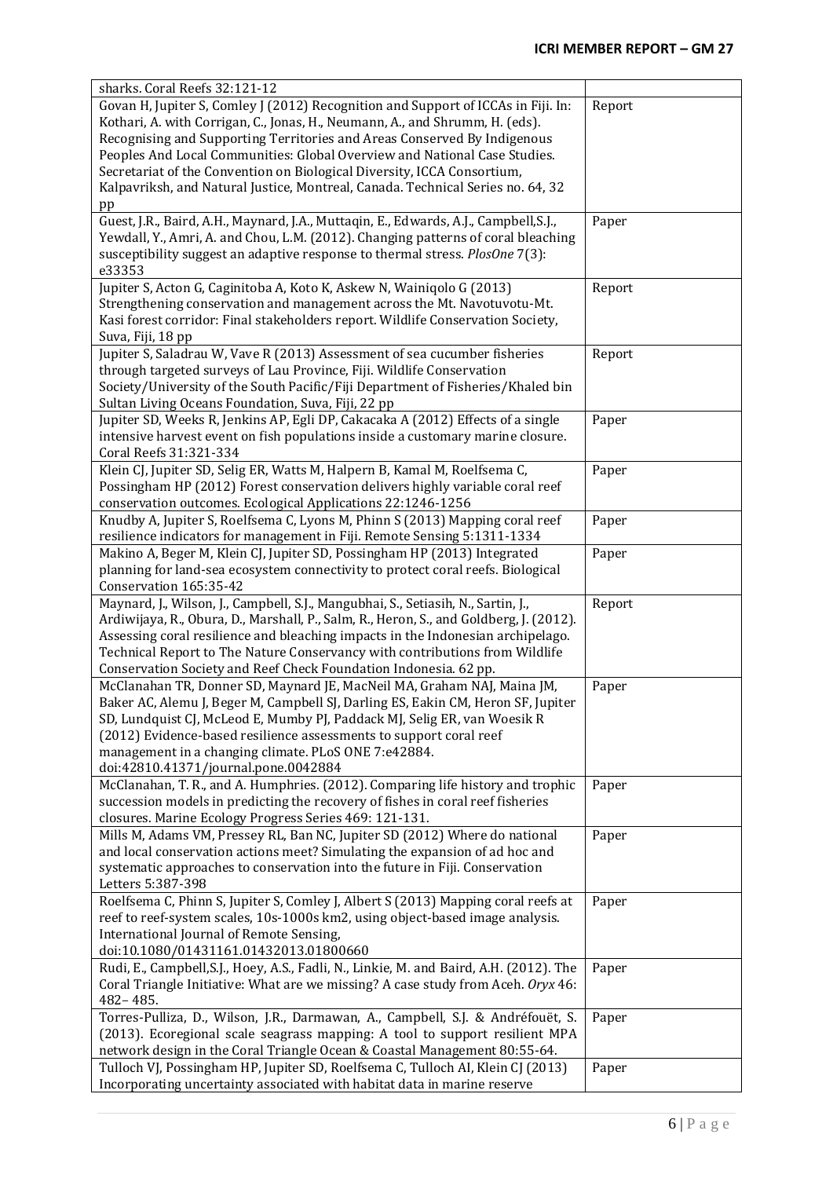| | |
|---|---|
| sharks. Coral Reefs 32:121-12 | |
| Govan H, Jupiter S, Comley J (2012) Recognition and Support of ICCAs in Fiji. In: Kothari, A. with Corrigan, C., Jonas, H., Neumann, A., and Shrumm, H. (eds). Recognising and Supporting Territories and Areas Conserved By Indigenous Peoples And Local Communities: Global Overview and National Case Studies. Secretariat of the Convention on Biological Diversity, ICCA Consortium, Kalpavriksh, and Natural Justice, Montreal, Canada. Technical Series no. 64, 32 pp | Report |
| Guest, J.R., Baird, A.H., Maynard, J.A., Muttaqin, E., Edwards, A.J., Campbell,S.J., Yewdall, Y., Amri, A. and Chou, L.M. (2012). Changing patterns of coral bleaching susceptibility suggest an adaptive response to thermal stress. *PlosOne* 7(3): e33353 | Paper |
| Jupiter S, Acton G, Caginitoba A, Koto K, Askew N, Wainiqolo G (2013) Strengthening conservation and management across the Mt. Navotuvotu-Mt. Kasi forest corridor: Final stakeholders report. Wildlife Conservation Society, Suva, Fiji, 18 pp | Report |
| Jupiter S, Saladrau W, Vave R (2013) Assessment of sea cucumber fisheries through targeted surveys of Lau Province, Fiji. Wildlife Conservation Society/University of the South Pacific/Fiji Department of Fisheries/Khaled bin Sultan Living Oceans Foundation, Suva, Fiji, 22 pp | Report |
| Jupiter SD, Weeks R, Jenkins AP, Egli DP, Cakacaka A (2012) Effects of a single intensive harvest event on fish populations inside a customary marine closure. Coral Reefs 31:321-334 | Paper |
| Klein CJ, Jupiter SD, Selig ER, Watts M, Halpern B, Kamal M, Roelfsema C, Possingham HP (2012) Forest conservation delivers highly variable coral reef conservation outcomes. Ecological Applications 22:1246-1256 | Paper |
| Knudby A, Jupiter S, Roelfsema C, Lyons M, Phinn S (2013) Mapping coral reef resilience indicators for management in Fiji. Remote Sensing 5:1311-1334 | Paper |
| Makino A, Beger M, Klein CJ, Jupiter SD, Possingham HP (2013) Integrated planning for land-sea ecosystem connectivity to protect coral reefs. Biological Conservation 165:35-42 | Paper |
| Maynard, J., Wilson, J., Campbell, S.J., Mangubhai, S., Setiasih, N., Sartin, J., Ardiwijaya, R., Obura, D., Marshall, P., Salm, R., Heron, S., and Goldberg, J. (2012). Assessing coral resilience and bleaching impacts in the Indonesian archipelago. Technical Report to The Nature Conservancy with contributions from Wildlife Conservation Society and Reef Check Foundation Indonesia. 62 pp. | Report |
| McClanahan TR, Donner SD, Maynard JE, MacNeil MA, Graham NAJ, Maina JM, Baker AC, Alemu J, Beger M, Campbell SJ, Darling ES, Eakin CM, Heron SF, Jupiter SD, Lundquist CJ, McLeod E, Mumby PJ, Paddack MJ, Selig ER, van Woesik R (2012) Evidence-based resilience assessments to support coral reef management in a changing climate. PLoS ONE 7:e42884. doi:42810.41371/journal.pone.0042884 | Paper |
| McClanahan, T. R., and A. Humphries. (2012). Comparing life history and trophic succession models in predicting the recovery of fishes in coral reef fisheries closures. Marine Ecology Progress Series 469: 121-131. | Paper |
| Mills M, Adams VM, Pressey RL, Ban NC, Jupiter SD (2012) Where do national and local conservation actions meet? Simulating the expansion of ad hoc and systematic approaches to conservation into the future in Fiji. Conservation Letters 5:387-398 | Paper |
| Roelfsema C, Phinn S, Jupiter S, Comley J, Albert S (2013) Mapping coral reefs at reef to reef-system scales, 10s-1000s km2, using object-based image analysis. International Journal of Remote Sensing, doi:10.1080/01431161.01432013.01800660 | Paper |
| Rudi, E., Campbell,S.J., Hoey, A.S., Fadli, N., Linkie, M. and Baird, A.H. (2012). The Coral Triangle Initiative: What are we missing? A case study from Aceh. *Oryx* 46: 482– 485. | Paper |
| Torres-Pulliza, D., Wilson, J.R., Darmawan, A., Campbell, S.J. & Andréfouët, S. (2013). Ecoregional scale seagrass mapping: A tool to support resilient MPA network design in the Coral Triangle Ocean & Coastal Management 80:55-64. | Paper |
| Tulloch VJ, Possingham HP, Jupiter SD, Roelfsema C, Tulloch AI, Klein CJ (2013) Incorporating uncertainty associated with habitat data in marine reserve | Paper |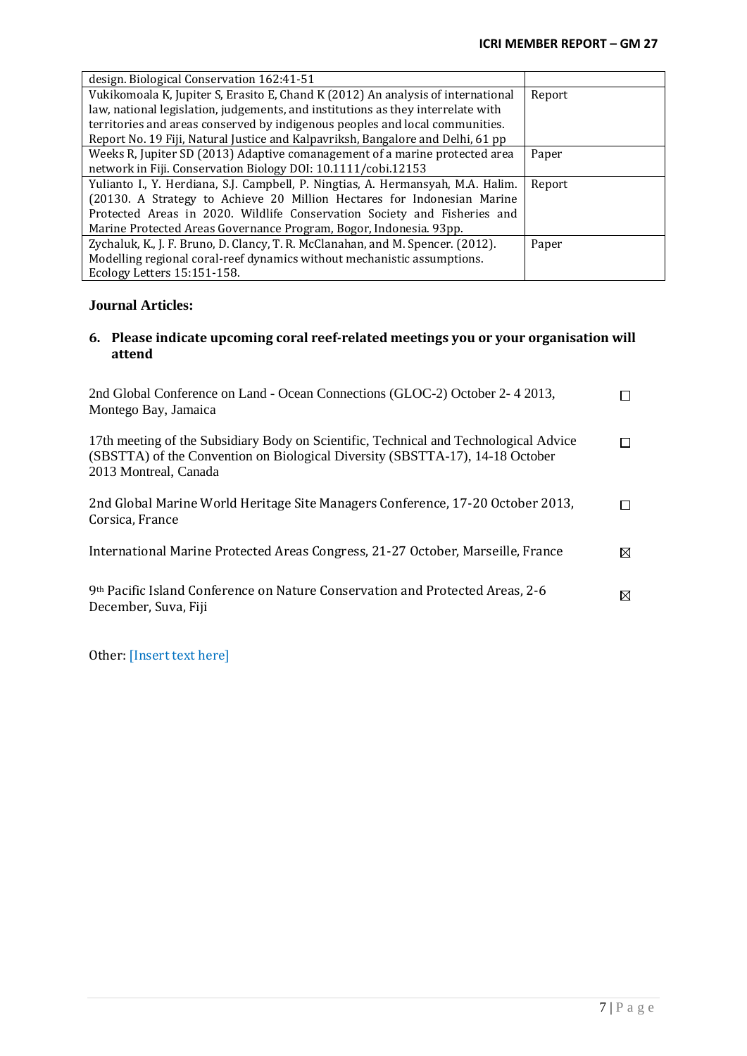| | |
|---|---|
| design. Biological Conservation 162:41-51 | |
| Vukikomoala K, Jupiter S, Erasito E, Chand K (2012) An analysis of international law, national legislation, judgements, and institutions as they interrelate with territories and areas conserved by indigenous peoples and local communities. Report No. 19 Fiji, Natural Justice and Kalpavriksh, Bangalore and Delhi, 61 pp | Report |
| Weeks R, Jupiter SD (2013) Adaptive comanagement of a marine protected area network in Fiji. Conservation Biology DOI: 10.1111/cobi.12153 | Paper |
| Yulianto I., Y. Herdiana, S.J. Campbell, P. Ningtias, A. Hermansyah, M.A. Halim. (20130. A Strategy to Achieve 20 Million Hectares for Indonesian Marine Protected Areas in 2020. Wildlife Conservation Society and Fisheries and Marine Protected Areas Governance Program, Bogor, Indonesia. 93pp. | Report |
| Zychaluk, K., J. F. Bruno, D. Clancy, T. R. McClanahan, and M. Spencer. (2012). Modelling regional coral-reef dynamics without mechanistic assumptions. Ecology Letters 15:151-158. | Paper |

**Journal Articles:**

**6. Please indicate upcoming coral reef-related meetings you or your organisation will attend**

2nd Global Conference on Land - Ocean Connections (GLOC-2) October 2- 4 2013, Montego Bay, Jamaica ☐

17th meeting of the Subsidiary Body on Scientific, Technical and Technological Advice (SBSTTA) of the Convention on Biological Diversity (SBSTTA-17), 14-18 October 2013 Montreal, Canada ☐

2nd Global Marine World Heritage Site Managers Conference, 17-20 October 2013, Corsica, France ☐

International Marine Protected Areas Congress, 21-27 October, Marseille, France ☒

9th Pacific Island Conference on Nature Conservation and Protected Areas, 2-6 December, Suva, Fiji ☒

Other: [Insert text here]